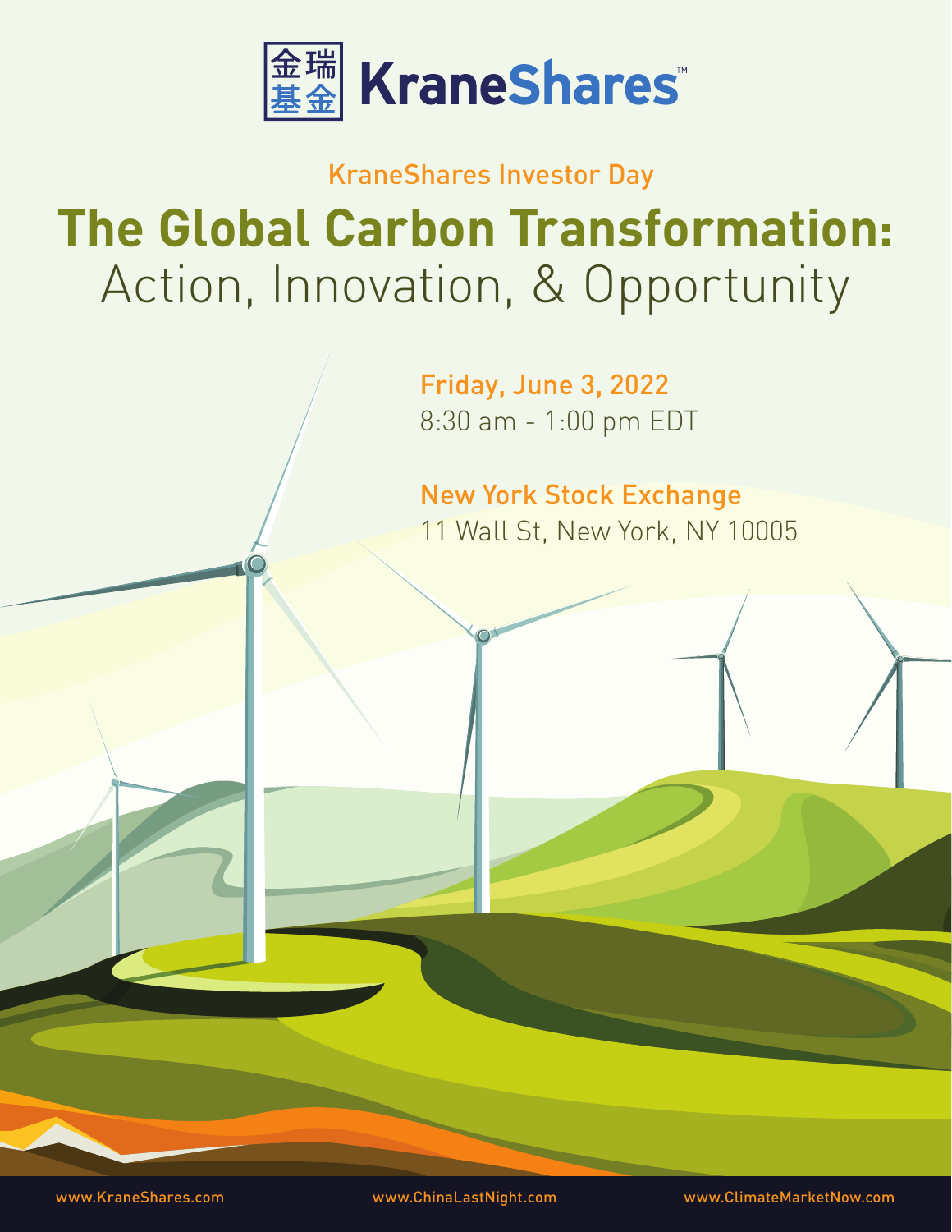金瑞基金 KraneShares™

KraneShares Investor Day

# The Global Carbon Transformation: Action, Innovation, & Opportunity

**Friday, June 3, 2022**
8:30 am - 1:00 pm EDT

**New York Stock Exchange**
11 Wall St, New York, NY 10005

www.KraneShares.com www.ChinaLastNight.com www.ClimateMarketNow.com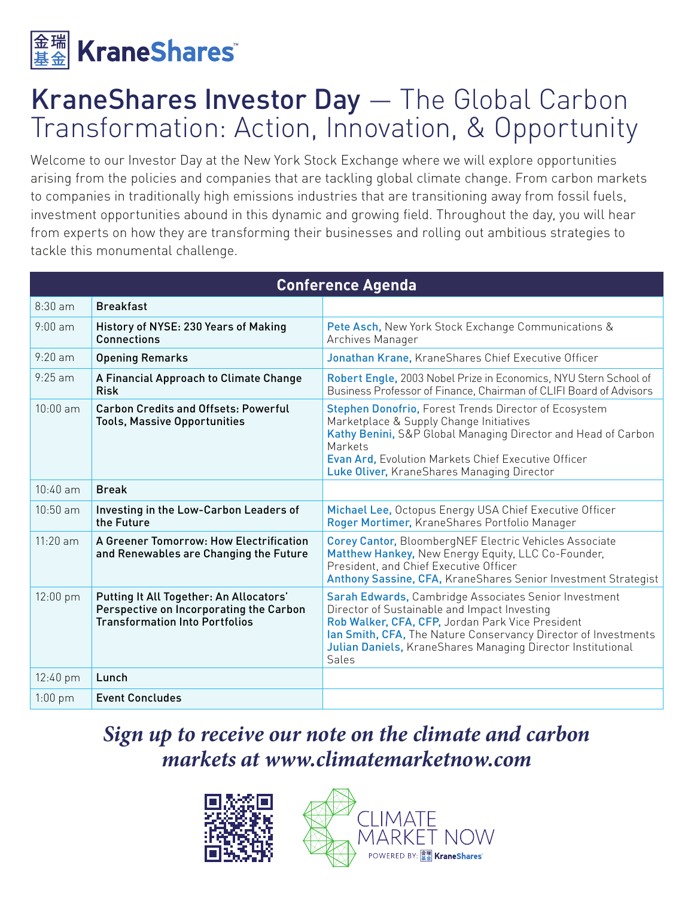# KraneShares Investor Day — The Global Carbon Transformation: Action, Innovation, & Opportunity

Welcome to our Investor Day at the New York Stock Exchange where we will explore opportunities arising from the policies and companies that are tackling global climate change. From carbon markets to companies in traditionally high emissions industries that are transitioning away from fossil fuels, investment opportunities abound in this dynamic and growing field. Throughout the day, you will hear from experts on how they are transforming their businesses and rolling out ambitious strategies to tackle this monumental challenge.

| Conference Agenda | | |
|---|---|---|
| 8:30 am | **Breakfast** | |
| 9:00 am | **History of NYSE: 230 Years of Making Connections** | Pete Asch, New York Stock Exchange Communications & Archives Manager |
| 9:20 am | **Opening Remarks** | Jonathan Krane, KraneShares Chief Executive Officer |
| 9:25 am | **A Financial Approach to Climate Change Risk** | Robert Engle, 2003 Nobel Prize in Economics, NYU Stern School of Business Professor of Finance, Chairman of CLIFI Board of Advisors |
| 10:00 am | **Carbon Credits and Offsets: Powerful Tools, Massive Opportunities** | Stephen Donofrio, Forest Trends Director of Ecosystem Marketplace & Supply Change Initiatives<br>Kathy Benini, S&P Global Managing Director and Head of Carbon Markets<br>Evan Ard, Evolution Markets Chief Executive Officer<br>Luke Oliver, KraneShares Managing Director |
| 10:40 am | **Break** | |
| 10:50 am | **Investing in the Low-Carbon Leaders of the Future** | Michael Lee, Octopus Energy USA Chief Executive Officer<br>Roger Mortimer, KraneShares Portfolio Manager |
| 11:20 am | **A Greener Tomorrow: How Electrification and Renewables are Changing the Future** | Corey Cantor, BloombergNEF Electric Vehicles Associate<br>Matthew Hankey, New Energy Equity, LLC Co-Founder, President, and Chief Executive Officer<br>Anthony Sassine, CFA, KraneShares Senior Investment Strategist |
| 12:00 pm | **Putting It All Together: An Allocators' Perspective on Incorporating the Carbon Transformation Into Portfolios** | Sarah Edwards, Cambridge Associates Senior Investment Director of Sustainable and Impact Investing<br>Rob Walker, CFA, CFP, Jordan Park Vice President<br>Ian Smith, CFA, The Nature Conservancy Director of Investments<br>Julian Daniels, KraneShares Managing Director Institutional Sales |
| 12:40 pm | **Lunch** | |
| 1:00 pm | **Event Concludes** | |

***Sign up to receive our note on the climate and carbon markets at www.climatemarketnow.com***

CLIMATE MARKET NOW

POWERED BY: KraneShares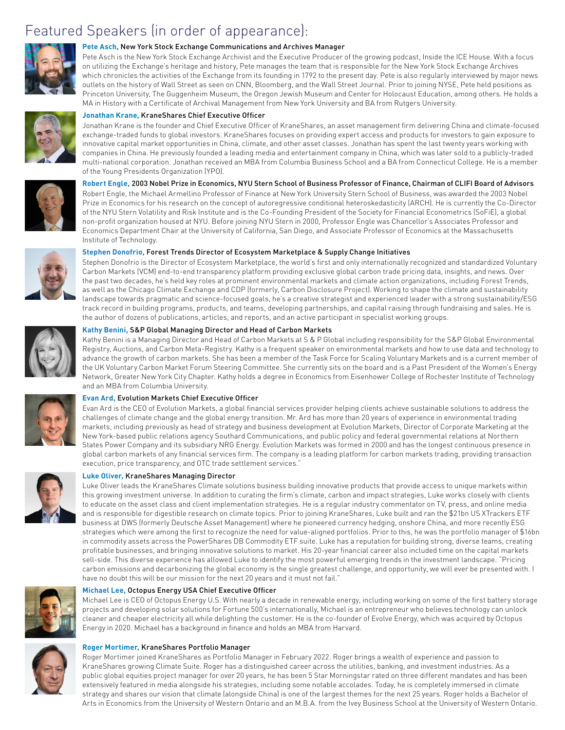# Featured Speakers (in order of appearance):

**Pete Asch,** New York Stock Exchange Communications and Archives Manager

Pete Asch is the New York Stock Exchange Archivist and the Executive Producer of the growing podcast, Inside the ICE House. With a focus on utilizing the Exchange's heritage and history, Pete manages the team that is responsible for the New York Stock Exchange Archives which chronicles the activities of the Exchange from its founding in 1792 to the present day. Pete is also regularly interviewed by major news outlets on the history of Wall Street as seen on CNN, Bloomberg, and the Wall Street Journal. Prior to joining NYSE, Pete held positions as Princeton University, The Guggenheim Museum, the Oregon Jewish Museum and Center for Holocaust Education, among others. He holds a MA in History with a Certificate of Archival Management from New York University and BA from Rutgers University.

**Jonathan Krane,** KraneShares Chief Executive Officer

Jonathan Krane is the founder and Chief Executive Officer of KraneShares, an asset management firm delivering China and climate-focused exchange-traded funds to global investors. KraneShares focuses on providing expert access and products for investors to gain exposure to innovative capital market opportunities in China, climate, and other asset classes. Jonathan has spent the last twenty years working with companies in China. He previously founded a leading media and entertainment company in China, which was later sold to a publicly-traded multi-national corporation. Jonathan received an MBA from Columbia Business School and a BA from Connecticut College. He is a member of the Young Presidents Organization (YPO).

**Robert Engle,** 2003 Nobel Prize in Economics, NYU Stern School of Business Professor of Finance, Chairman of CLIFI Board of Advisors

Robert Engle, the Michael Armellino Professor of Finance at New York University Stern School of Business, was awarded the 2003 Nobel Prize in Economics for his research on the concept of autoregressive conditional heteroskedasticity (ARCH). He is currently the Co-Director of the NYU Stern Volatility and Risk Institute and is the Co-Founding President of the Society for Financial Econometrics (SoFiE), a global non-profit organization housed at NYU. Before joining NYU Stern in 2000, Professor Engle was Chancellor's Associates Professor and Economics Department Chair at the University of California, San Diego, and Associate Professor of Economics at the Massachusetts Institute of Technology.

**Stephen Donofrio,** Forest Trends Director of Ecosystem Marketplace & Supply Change Initiatives

Stephen Donofrio is the Director of Ecosystem Marketplace, the world's first and only internationally recognized and standardized Voluntary Carbon Markets (VCM) end-to-end transparency platform providing exclusive global carbon trade pricing data, insights, and news. Over the past two decades, he's held key roles at prominent environmental markets and climate action organizations, including Forest Trends, as well as the Chicago Climate Exchange and CDP (formerly, Carbon Disclosure Project). Working to shape the climate and sustainability landscape towards pragmatic and science-focused goals, he's a creative strategist and experienced leader with a strong sustainability/ESG track record in building programs, products, and teams, developing partnerships, and capital raising through fundraising and sales. He is the author of dozens of publications, articles, and reports, and an active participant in specialist working groups.

**Kathy Benini,** S&P Global Managing Director and Head of Carbon Markets

Kathy Benini is a Managing Director and Head of Carbon Markets at S & P Global including responsibility for the S&P Global Environmental Registry, Auctions, and Carbon Meta-Registry. Kathy is a frequent speaker on environmental markets and how to use data and technology to advance the growth of carbon markets. She has been a member of the Task Force for Scaling Voluntary Markets and is a current member of the UK Voluntary Carbon Market Forum Steering Committee. She currently sits on the board and is a Past President of the Women's Energy Network, Greater New York City Chapter. Kathy holds a degree in Economics from Eisenhower College of Rochester Institute of Technology and an MBA from Columbia University.

**Evan Ard,** Evolution Markets Chief Executive Officer

Evan Ard is the CEO of Evolution Markets, a global financial services provider helping clients achieve sustainable solutions to address the challenges of climate change and the global energy transition. Mr. Ard has more than 20 years of experience in environmental trading markets, including previously as head of strategy and business development at Evolution Markets, Director of Corporate Marketing at the New York-based public relations agency Southard Communications, and public policy and federal governmental relations at Northern States Power Company and its subsidiary NRG Energy. Evolution Markets was formed in 2000 and has the longest continuous presence in global carbon markets of any financial services firm. The company is a leading platform for carbon markets trading, providing transaction execution, price transparency, and OTC trade settlement services."

**Luke Oliver,** KraneShares Managing Director

Luke Oliver leads the KraneShares Climate solutions business building innovative products that provide access to unique markets within this growing investment universe. In addition to curating the firm's climate, carbon and impact strategies, Luke works closely with clients to educate on the asset class and client implementation strategies. He is a regular industry commentator on TV, press, and online media and is responsible for digestible research on climate topics. Prior to joining KraneShares, Luke built and ran the $21bn US XTrackers ETF business at DWS (formerly Deutsche Asset Management) where he pioneered currency hedging, onshore China, and more recently ESG strategies which were among the first to recognize the need for value-aligned portfolios. Prior to this, he was the portfolio manager of $16bn in commodity assets across the PowerShares DB Commodity ETF suite. Luke has a reputation for building strong, diverse teams, creating profitable businesses, and bringing innovative solutions to market. His 20-year financial career also included time on the capital markets sell-side. This diverse experience has allowed Luke to identify the most powerful emerging trends in the investment landscape. "Pricing carbon emissions and decarbonizing the global economy is the single greatest challenge, and opportunity, we will ever be presented with. I have no doubt this will be our mission for the next 20 years and it must not fail."

**Michael Lee,** Octopus Energy USA Chief Executive Officer

Michael Lee is CEO of Octopus Energy U.S. With nearly a decade in renewable energy, including working on some of the first battery storage projects and developing solar solutions for Fortune 500's internationally, Michael is an entrepreneur who believes technology can unlock cleaner and cheaper electricity all while delighting the customer. He is the co-founder of Evolve Energy, which was acquired by Octopus Energy in 2020. Michael has a background in finance and holds an MBA from Harvard.

**Roger Mortimer,** KraneShares Portfolio Manager

Roger Mortimer joined KraneShares as Portfolio Manager in February 2022. Roger brings a wealth of experience and passion to KraneShares growing Climate Suite. Roger has a distinguished career across the utilities, banking, and investment industries. As a public global equities project manager for over 20 years, he has been 5 Star Morningstar rated on three different mandates and has been extensively featured in media alongside his strategies, including some notable accolades. Today, he is completely immersed in climate strategy and shares our vision that climate (alongside China) is one of the largest themes for the next 25 years. Roger holds a Bachelor of Arts in Economics from the University of Western Ontario and an M.B.A. from the Ivey Business School at the University of Western Ontario.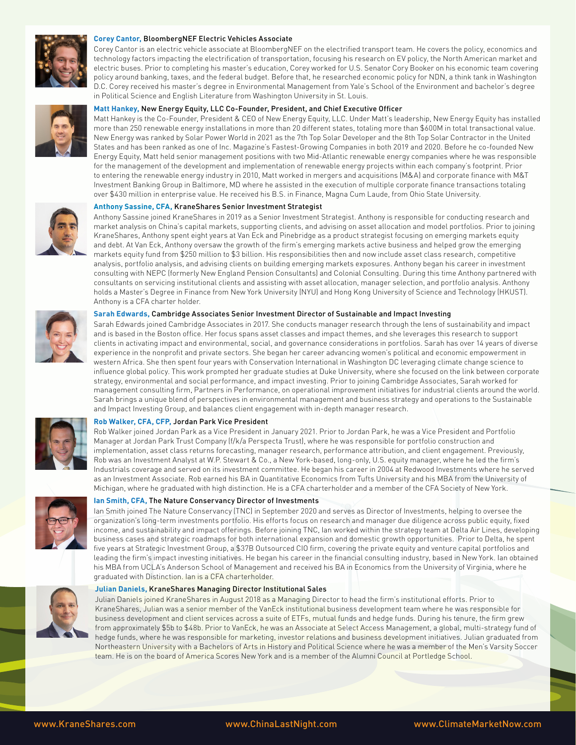**Corey Cantor,** BloombergNEF Electric Vehicles Associate

Corey Cantor is an electric vehicle associate at BloombergNEF on the electrified transport team. He covers the policy, economics and technology factors impacting the electrification of transportation, focusing his research on EV policy, the North American market and electric buses. Prior to completing his master's education, Corey worked for U.S. Senator Cory Booker on his economic team covering policy around banking, taxes, and the federal budget. Before that, he researched economic policy for NDN, a think tank in Washington D.C. Corey received his master's degree in Environmental Management from Yale's School of the Environment and bachelor's degree in Political Science and English Literature from Washington University in St. Louis.

**Matt Hankey,** New Energy Equity, LLC Co-Founder, President, and Chief Executive Officer

Matt Hankey is the Co-Founder, President & CEO of New Energy Equity, LLC. Under Matt's leadership, New Energy Equity has installed more than 250 renewable energy installations in more than 20 different states, totaling more than $600M in total transactional value. New Energy was ranked by Solar Power World in 2021 as the 7th Top Solar Developer and the 8th Top Solar Contractor in the United States and has been ranked as one of Inc. Magazine's Fastest-Growing Companies in both 2019 and 2020. Before he co-founded New Energy Equity, Matt held senior management positions with two Mid-Atlantic renewable energy companies where he was responsible for the management of the development and implementation of renewable energy projects within each company's footprint. Prior to entering the renewable energy industry in 2010, Matt worked in mergers and acquisitions (M&A) and corporate finance with M&T Investment Banking Group in Baltimore, MD where he assisted in the execution of multiple corporate finance transactions totaling over $430 million in enterprise value. He received his B.S. in Finance, Magna Cum Laude, from Ohio State University.

**Anthony Sassine, CFA,** KraneShares Senior Investment Strategist

Anthony Sassine joined KraneShares in 2019 as a Senior Investment Strategist. Anthony is responsible for conducting research and market analysis on China's capital markets, supporting clients, and advising on asset allocation and model portfolios. Prior to joining KraneShares, Anthony spent eight years at Van Eck and Pinebridge as a product strategist focusing on emerging markets equity and debt. At Van Eck, Anthony oversaw the growth of the firm's emerging markets active business and helped grow the emerging markets equity fund from $250 million to $3 billion. His responsibilities then and now include asset class research, competitive analysis, portfolio analysis, and advising clients on building emerging markets exposures. Anthony began his career in investment consulting with NEPC (formerly New England Pension Consultants) and Colonial Consulting. During this time Anthony partnered with consultants on servicing institutional clients and assisting with asset allocation, manager selection, and portfolio analysis. Anthony holds a Master's Degree in Finance from New York University (NYU) and Hong Kong University of Science and Technology (HKUST). Anthony is a CFA charter holder.

**Sarah Edwards,** Cambridge Associates Senior Investment Director of Sustainable and Impact Investing

Sarah Edwards joined Cambridge Associates in 2017. She conducts manager research through the lens of sustainability and impact and is based in the Boston office. Her focus spans asset classes and impact themes, and she leverages this research to support clients in activating impact and environmental, social, and governance considerations in portfolios. Sarah has over 14 years of diverse experience in the nonprofit and private sectors. She began her career advancing women's political and economic empowerment in western Africa. She then spent four years with Conservation International in Washington DC leveraging climate change science to influence global policy. This work prompted her graduate studies at Duke University, where she focused on the link between corporate strategy, environmental and social performance, and impact investing. Prior to joining Cambridge Associates, Sarah worked for management consulting firm, Partners in Performance, on operational improvement initiatives for industrial clients around the world. Sarah brings a unique blend of perspectives in environmental management and business strategy and operations to the Sustainable and Impact Investing Group, and balances client engagement with in-depth manager research.

**Rob Walker, CFA, CFP,** Jordan Park Vice President

Rob Walker joined Jordan Park as a Vice President in January 2021. Prior to Jordan Park, he was a Vice President and Portfolio Manager at Jordan Park Trust Company (f/k/a Perspecta Trust), where he was responsible for portfolio construction and implementation, asset class returns forecasting, manager research, performance attribution, and client engagement. Previously, Rob was an Investment Analyst at W.P. Stewart & Co., a New York-based, long-only, U.S. equity manager, where he led the firm's Industrials coverage and served on its investment committee. He began his career in 2004 at Redwood Investments where he served as an Investment Associate. Rob earned his BA in Quantitative Economics from Tufts University and his MBA from the University of Michigan, where he graduated with high distinction. He is a CFA charterholder and a member of the CFA Society of New York.

**Ian Smith, CFA,** The Nature Conservancy Director of Investments

Ian Smith joined The Nature Conservancy (TNC) in September 2020 and serves as Director of Investments, helping to oversee the organization's long-term investments portfolio. His efforts focus on research and manager due diligence across public equity, fixed income, and sustainability and impact offerings. Before joining TNC, Ian worked within the strategy team at Delta Air Lines, developing business cases and strategic roadmaps for both international expansion and domestic growth opportunities. Prior to Delta, he spent five years at Strategic Investment Group, a $37B Outsourced CIO firm, covering the private equity and venture capital portfolios and leading the firm's impact investing initiatives. He began his career in the financial consulting industry, based in New York. Ian obtained his MBA from UCLA's Anderson School of Management and received his BA in Economics from the University of Virginia, where he graduated with Distinction. Ian is a CFA charterholder.

**Julian Daniels,** KraneShares Managing Director Institutional Sales

Julian Daniels joined KraneShares in August 2018 as a Managing Director to head the firm's institutional efforts. Prior to KraneShares, Julian was a senior member of the VanEck institutional business development team where he was responsible for business development and client services across a suite of ETFs, mutual funds and hedge funds. During his tenure, the firm grew from approximately $5b to $48b. Prior to VanEck, he was an Associate at Select Access Management, a global, multi-strategy fund of hedge funds, where he was responsible for marketing, investor relations and business development initiatives. Julian graduated from Northeastern University with a Bachelors of Arts in History and Political Science where he was a member of the Men's Varsity Soccer team. He is on the board of America Scores New York and is a member of the Alumni Council at Portledge School.

www.KraneShares.com www.ChinaLastNight.com www.ClimateMarketNow.com